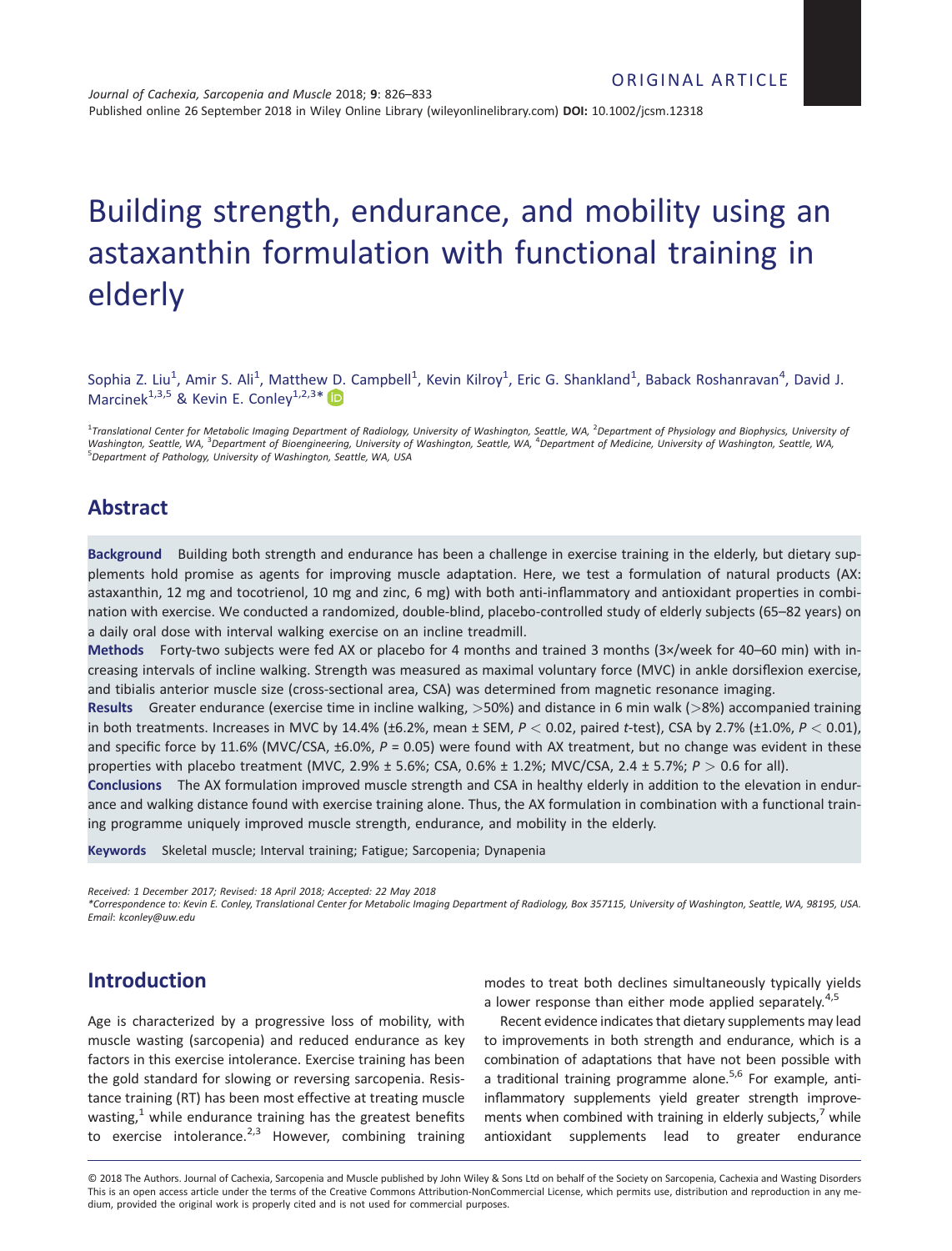ORIGINAL ARTICLE

# Building strength, endurance, and mobility using an astaxanthin formulation with functional training in elderly

Sophia Z. Liu[1], Amir S. Ali[1], Matthew D. Campbell[1], Kevin Kilroy[1], Eric G. Shankland[1], Baback Roshanravan[4], David J. Marcinek[1,3,5] & Kevin E. Conley[1,2,3]*

[1]Translational Center for Metabolic Imaging Department of Radiology, University of Washington, Seattle, WA, [2]Department of Physiology and Biophysics, University of Washington, Seattle, WA, [3]Department of Bioengineering, University of Washington, Seattle, WA, [4]Department of Medicine, University of Washington, Seattle, WA, [5]Department of Pathology, University of Washington, Seattle, WA, USA

## Abstract

**Background** Building both strength and endurance has been a challenge in exercise training in the elderly, but dietary supplements hold promise as agents for improving muscle adaptation. Here, we test a formulation of natural products (AX: astaxanthin, 12 mg and tocotrienol, 10 mg and zinc, 6 mg) with both anti-inflammatory and antioxidant properties in combination with exercise. We conducted a randomized, double-blind, placebo-controlled study of elderly subjects (65–82 years) on a daily oral dose with interval walking exercise on an incline treadmill.

**Methods** Forty-two subjects were fed AX or placebo for 4 months and trained 3 months (3×/week for 40–60 min) with increasing intervals of incline walking. Strength was measured as maximal voluntary force (MVC) in ankle dorsiflexion exercise, and tibialis anterior muscle size (cross-sectional area, CSA) was determined from magnetic resonance imaging.

**Results** Greater endurance (exercise time in incline walking, >50%) and distance in 6 min walk (>8%) accompanied training in both treatments. Increases in MVC by 14.4% (±6.2%, mean ± SEM, $P < 0.02$, paired $t$-test), CSA by 2.7% (±1.0%, $P < 0.01$), and specific force by 11.6% (MVC/CSA, ±6.0%, $P = 0.05$) were found with AX treatment, but no change was evident in these properties with placebo treatment (MVC, 2.9% ± 5.6%; CSA, 0.6% ± 1.2%; MVC/CSA, 2.4 ± 5.7%; $P > 0.6$ for all).

**Conclusions** The AX formulation improved muscle strength and CSA in healthy elderly in addition to the elevation in endurance and walking distance found with exercise training alone. Thus, the AX formulation in combination with a functional training programme uniquely improved muscle strength, endurance, and mobility in the elderly.

**Keywords** Skeletal muscle; Interval training; Fatigue; Sarcopenia; Dynapenia

*Received: 1 December 2017; Revised: 18 April 2018; Accepted: 22 May 2018*
*\*Correspondence to: Kevin E. Conley, Translational Center for Metabolic Imaging Department of Radiology, Box 357115, University of Washington, Seattle, WA, 98195, USA. Email: kconley@uw.edu*

## Introduction

Age is characterized by a progressive loss of mobility, with muscle wasting (sarcopenia) and reduced endurance as key factors in this exercise intolerance. Exercise training has been the gold standard for slowing or reversing sarcopenia. Resistance training (RT) has been most effective at treating muscle wasting,[1] while endurance training has the greatest benefits to exercise intolerance.[2,3] However, combining training modes to treat both declines simultaneously typically yields a lower response than either mode applied separately.[4,5]

Recent evidence indicates that dietary supplements may lead to improvements in both strength and endurance, which is a combination of adaptations that have not been possible with a traditional training programme alone.[5,6] For example, anti-inflammatory supplements yield greater strength improvements when combined with training in elderly subjects,[7] while antioxidant supplements lead to greater endurance

© 2018 The Authors. Journal of Cachexia, Sarcopenia and Muscle published by John Wiley & Sons Ltd on behalf of the Society on Sarcopenia, Cachexia and Wasting Disorders
This is an open access article under the terms of the Creative Commons Attribution-NonCommercial License, which permits use, distribution and reproduction in any medium, provided the original work is properly cited and is not used for commercial purposes.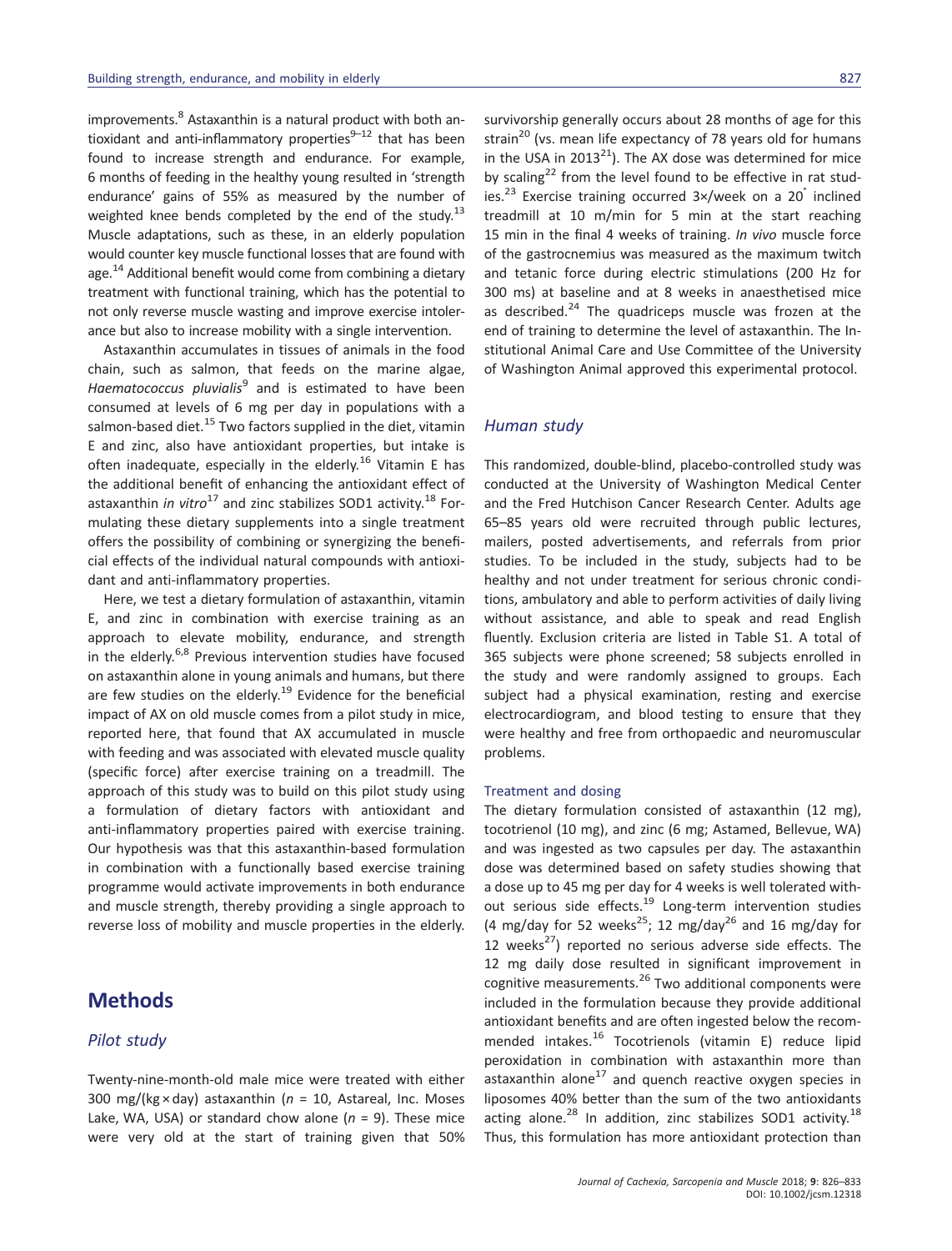improvements.[8] Astaxanthin is a natural product with both antioxidant and anti-inflammatory properties[9–12] that has been found to increase strength and endurance. For example, 6 months of feeding in the healthy young resulted in 'strength endurance' gains of 55% as measured by the number of weighted knee bends completed by the end of the study.[13] Muscle adaptations, such as these, in an elderly population would counter key muscle functional losses that are found with age.[14] Additional benefit would come from combining a dietary treatment with functional training, which has the potential to not only reverse muscle wasting and improve exercise intolerance but also to increase mobility with a single intervention.

Astaxanthin accumulates in tissues of animals in the food chain, such as salmon, that feeds on the marine algae, *Haematococcus pluvialis*[9] and is estimated to have been consumed at levels of 6 mg per day in populations with a salmon-based diet.[15] Two factors supplied in the diet, vitamin E and zinc, also have antioxidant properties, but intake is often inadequate, especially in the elderly.[16] Vitamin E has the additional benefit of enhancing the antioxidant effect of astaxanthin *in vitro*[17] and zinc stabilizes SOD1 activity.[18] Formulating these dietary supplements into a single treatment offers the possibility of combining or synergizing the beneficial effects of the individual natural compounds with antioxidant and anti-inflammatory properties.

Here, we test a dietary formulation of astaxanthin, vitamin E, and zinc in combination with exercise training as an approach to elevate mobility, endurance, and strength in the elderly.[6,8] Previous intervention studies have focused on astaxanthin alone in young animals and humans, but there are few studies on the elderly.[19] Evidence for the beneficial impact of AX on old muscle comes from a pilot study in mice, reported here, that found that AX accumulated in muscle with feeding and was associated with elevated muscle quality (specific force) after exercise training on a treadmill. The approach of this study was to build on this pilot study using a formulation of dietary factors with antioxidant and anti-inflammatory properties paired with exercise training. Our hypothesis was that this astaxanthin-based formulation in combination with a functionally based exercise training programme would activate improvements in both endurance and muscle strength, thereby providing a single approach to reverse loss of mobility and muscle properties in the elderly.

# Methods

## Pilot study

Twenty-nine-month-old male mice were treated with either 300 mg/(kg × day) astaxanthin ($n$ = 10, Astareal, Inc. Moses Lake, WA, USA) or standard chow alone ($n$ = 9). These mice were very old at the start of training given that 50% survivorship generally occurs about 28 months of age for this strain[20] (vs. mean life expectancy of 78 years old for humans in the USA in 2013[21]). The AX dose was determined for mice by scaling[22] from the level found to be effective in rat studies.[23] Exercise training occurred 3×/week on a 20° inclined treadmill at 10 m/min for 5 min at the start reaching 15 min in the final 4 weeks of training. *In vivo* muscle force of the gastrocnemius was measured as the maximum twitch and tetanic force during electric stimulations (200 Hz for 300 ms) at baseline and at 8 weeks in anaesthetised mice as described.[24] The quadriceps muscle was frozen at the end of training to determine the level of astaxanthin. The Institutional Animal Care and Use Committee of the University of Washington Animal approved this experimental protocol.

## Human study

This randomized, double-blind, placebo-controlled study was conducted at the University of Washington Medical Center and the Fred Hutchison Cancer Research Center. Adults age 65–85 years old were recruited through public lectures, mailers, posted advertisements, and referrals from prior studies. To be included in the study, subjects had to be healthy and not under treatment for serious chronic conditions, ambulatory and able to perform activities of daily living without assistance, and able to speak and read English fluently. Exclusion criteria are listed in Table S1. A total of 365 subjects were phone screened; 58 subjects enrolled in the study and were randomly assigned to groups. Each subject had a physical examination, resting and exercise electrocardiogram, and blood testing to ensure that they were healthy and free from orthopaedic and neuromuscular problems.

### Treatment and dosing

The dietary formulation consisted of astaxanthin (12 mg), tocotrienol (10 mg), and zinc (6 mg; Astamed, Bellevue, WA) and was ingested as two capsules per day. The astaxanthin dose was determined based on safety studies showing that a dose up to 45 mg per day for 4 weeks is well tolerated without serious side effects.[19] Long-term intervention studies (4 mg/day for 52 weeks[25]; 12 mg/day[26] and 16 mg/day for 12 weeks[27]) reported no serious adverse side effects. The 12 mg daily dose resulted in significant improvement in cognitive measurements.[26] Two additional components were included in the formulation because they provide additional antioxidant benefits and are often ingested below the recommended intakes.[16] Tocotrienols (vitamin E) reduce lipid peroxidation in combination with astaxanthin more than astaxanthin alone[17] and quench reactive oxygen species in liposomes 40% better than the sum of the two antioxidants acting alone.[28] In addition, zinc stabilizes SOD1 activity.[18] Thus, this formulation has more antioxidant protection than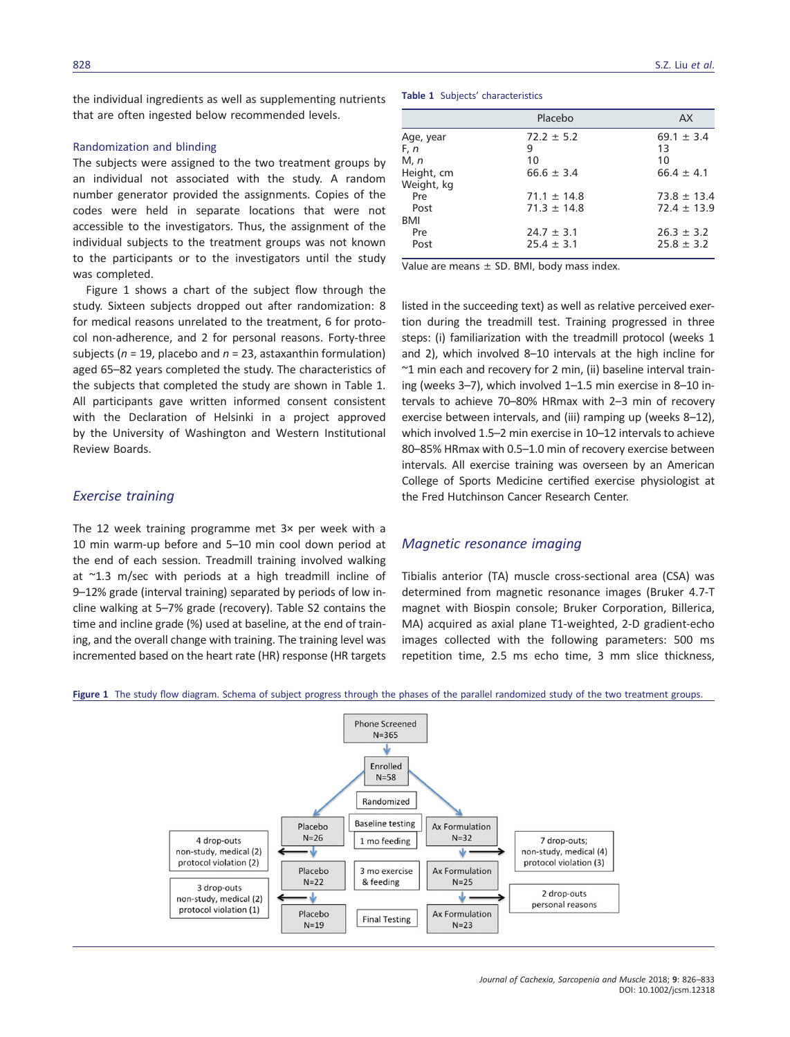the individual ingredients as well as supplementing nutrients that are often ingested below recommended levels.

### Randomization and blinding

The subjects were assigned to the two treatment groups by an individual not associated with the study. A random number generator provided the assignments. Copies of the codes were held in separate locations that were not accessible to the investigators. Thus, the assignment of the individual subjects to the treatment groups was not known to the participants or to the investigators until the study was completed.

Figure 1 shows a chart of the subject flow through the study. Sixteen subjects dropped out after randomization: 8 for medical reasons unrelated to the treatment, 6 for protocol non-adherence, and 2 for personal reasons. Forty-three subjects ($n$ = 19, placebo and $n$ = 23, astaxanthin formulation) aged 65–82 years completed the study. The characteristics of the subjects that completed the study are shown in Table 1. All participants gave written informed consent consistent with the Declaration of Helsinki in a project approved by the University of Washington and Western Institutional Review Boards.

**Table 1** Subjects' characteristics

| | Placebo | AX |
|---|---|---|
| Age, year | 72.2 ± 5.2 | 69.1 ± 3.4 |
| F, *n* | 9 | 13 |
| M, *n* | 10 | 10 |
| Height, cm | 66.6 ± 3.4 | 66.4 ± 4.1 |
| Weight, kg | | |
| Pre | 71.1 ± 14.8 | 73.8 ± 13.4 |
| Post | 71.3 ± 14.8 | 72.4 ± 13.9 |
| BMI | | |
| Pre | 24.7 ± 3.1 | 26.3 ± 3.2 |
| Post | 25.4 ± 3.1 | 25.8 ± 3.2 |

Value are means ± SD. BMI, body mass index.

## *Exercise training*

The 12 week training programme met 3× per week with a 10 min warm-up before and 5–10 min cool down period at the end of each session. Treadmill training involved walking at ~1.3 m/sec with periods at a high treadmill incline of 9–12% grade (interval training) separated by periods of low incline walking at 5–7% grade (recovery). Table S2 contains the time and incline grade (%) used at baseline, at the end of training, and the overall change with training. The training level was incremented based on the heart rate (HR) response (HR targets listed in the succeeding text) as well as relative perceived exertion during the treadmill test. Training progressed in three steps: (i) familiarization with the treadmill protocol (weeks 1 and 2), which involved 8–10 intervals at the high incline for ~1 min each and recovery for 2 min, (ii) baseline interval training (weeks 3–7), which involved 1–1.5 min exercise in 8–10 intervals to achieve 70–80% HRmax with 2–3 min of recovery exercise between intervals, and (iii) ramping up (weeks 8–12), which involved 1.5–2 min exercise in 10–12 intervals to achieve 80–85% HRmax with 0.5–1.0 min of recovery exercise between intervals. All exercise training was overseen by an American College of Sports Medicine certified exercise physiologist at the Fred Hutchinson Cancer Research Center.

## *Magnetic resonance imaging*

Tibialis anterior (TA) muscle cross-sectional area (CSA) was determined from magnetic resonance images (Bruker 4.7-T magnet with Biospin console; Bruker Corporation, Billerica, MA) acquired as axial plane T1-weighted, 2-D gradient-echo images collected with the following parameters: 500 ms repetition time, 2.5 ms echo time, 3 mm slice thickness,

**Figure 1** The study flow diagram. Schema of subject progress through the phases of the parallel randomized study of the two treatment groups.

Phone Screened N=365 → Enrolled N=58 → Randomized

- Placebo N=26 / Ax Formulation N=32 (Baseline testing; 1 mo feeding)
  - Placebo: 4 drop-outs non-study, medical (2) protocol violation (2)
  - Ax Formulation: 7 drop-outs; non-study, medical (4) protocol violation (3)
- Placebo N=22 / Ax Formulation N=25 (3 mo exercise & feeding)
  - Placebo: 3 drop-outs non-study, medical (2) protocol violation (1)
  - Ax Formulation: 2 drop-outs personal reasons
- Placebo N=19 / Ax Formulation N=23 (Final Testing)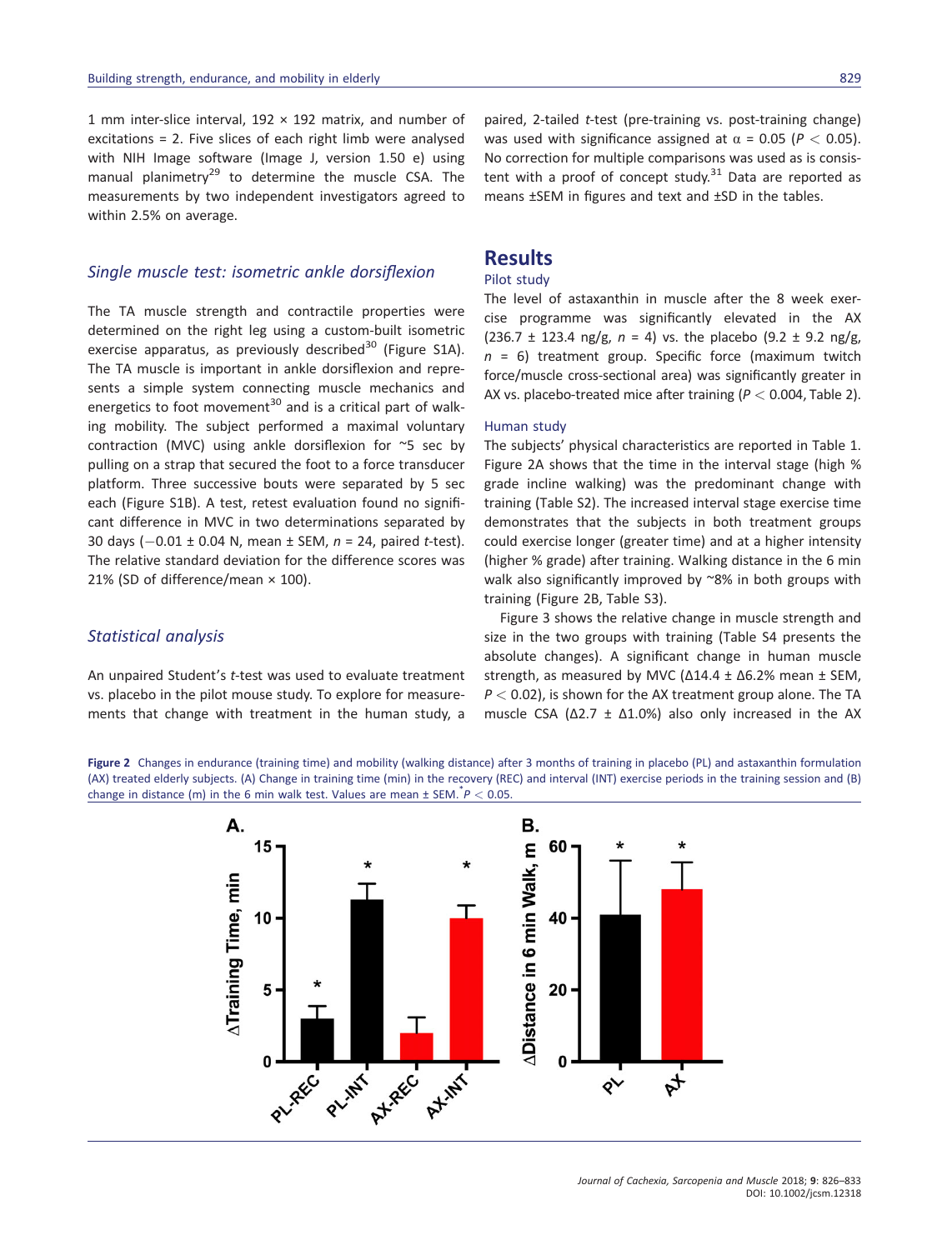1 mm inter-slice interval, 192 × 192 matrix, and number of excitations = 2. Five slices of each right limb were analysed with NIH Image software (Image J, version 1.50 e) using manual planimetry[29] to determine the muscle CSA. The measurements by two independent investigators agreed to within 2.5% on average.

### *Single muscle test: isometric ankle dorsiflexion*

The TA muscle strength and contractile properties were determined on the right leg using a custom-built isometric exercise apparatus, as previously described[30] (Figure S1A). The TA muscle is important in ankle dorsiflexion and represents a simple system connecting muscle mechanics and energetics to foot movement[30] and is a critical part of walking mobility. The subject performed a maximal voluntary contraction (MVC) using ankle dorsiflexion for ~5 sec by pulling on a strap that secured the foot to a force transducer platform. Three successive bouts were separated by 5 sec each (Figure S1B). A test, retest evaluation found no significant difference in MVC in two determinations separated by 30 days (−0.01 ± 0.04 N, mean ± SEM, $n$ = 24, paired $t$-test). The relative standard deviation for the difference scores was 21% (SD of difference/mean × 100).

### *Statistical analysis*

An unpaired Student's $t$-test was used to evaluate treatment vs. placebo in the pilot mouse study. To explore for measurements that change with treatment in the human study, a paired, 2-tailed $t$-test (pre-training vs. post-training change) was used with significance assigned at $\alpha$ = 0.05 ($P < 0.05$). No correction for multiple comparisons was used as is consistent with a proof of concept study.[31] Data are reported as means ±SEM in figures and text and ±SD in the tables.

## Results

### Pilot study

The level of astaxanthin in muscle after the 8 week exercise programme was significantly elevated in the AX (236.7 ± 123.4 ng/g, $n$ = 4) vs. the placebo (9.2 ± 9.2 ng/g, $n$ = 6) treatment group. Specific force (maximum twitch force/muscle cross-sectional area) was significantly greater in AX vs. placebo-treated mice after training ($P < 0.004$, Table 2).

### Human study

The subjects' physical characteristics are reported in Table 1. Figure 2A shows that the time in the interval stage (high % grade incline walking) was the predominant change with training (Table S2). The increased interval stage exercise time demonstrates that the subjects in both treatment groups could exercise longer (greater time) and at a higher intensity (higher % grade) after training. Walking distance in the 6 min walk also significantly improved by ~8% in both groups with training (Figure 2B, Table S3).

Figure 3 shows the relative change in muscle strength and size in the two groups with training (Table S4 presents the absolute changes). A significant change in human muscle strength, as measured by MVC (Δ14.4 ± Δ6.2% mean ± SEM, $P < 0.02$), is shown for the AX treatment group alone. The TA muscle CSA (Δ2.7 ± Δ1.0%) also only increased in the AX

**Figure 2** Changes in endurance (training time) and mobility (walking distance) after 3 months of training in placebo (PL) and astaxanthin formulation (AX) treated elderly subjects. (A) Change in training time (min) in the recovery (REC) and interval (INT) exercise periods in the training session and (B) change in distance (m) in the 6 min walk test. Values are mean ± SEM. *$P < 0.05$.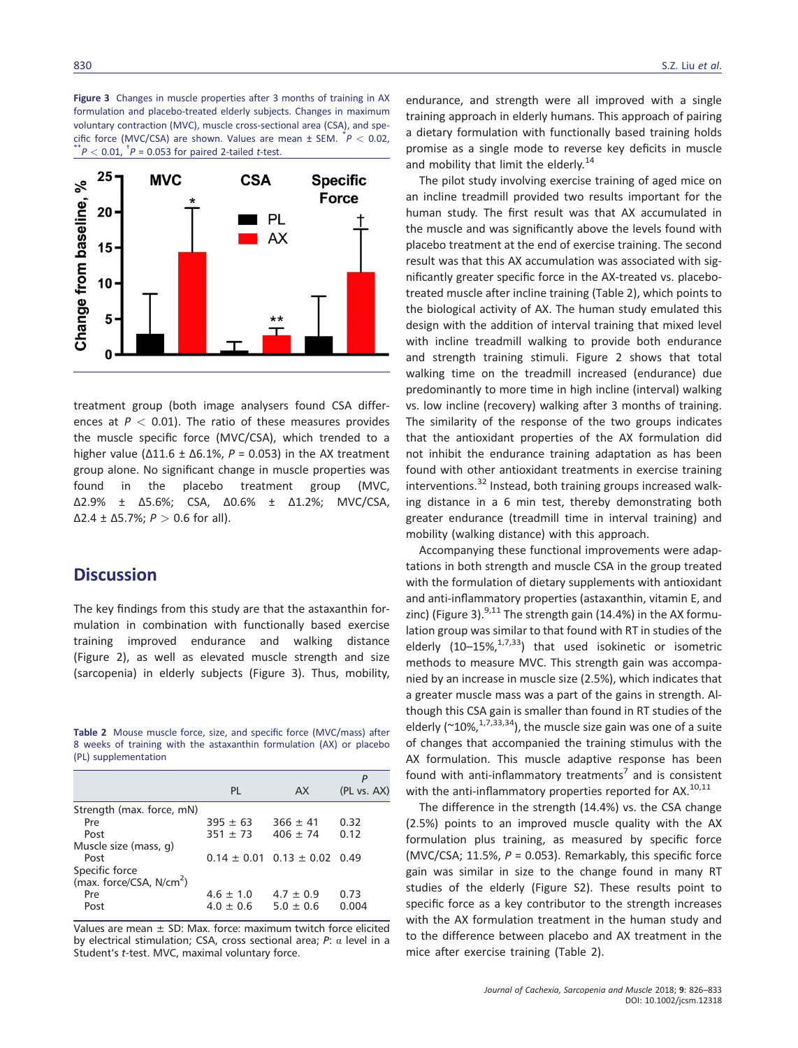**Figure 3** Changes in muscle properties after 3 months of training in AX formulation and placebo-treated elderly subjects. Changes in maximum voluntary contraction (MVC), muscle cross-sectional area (CSA), and specific force (MVC/CSA) are shown. Values are mean ± SEM. $^{*}P < 0.02$, $^{**}P < 0.01$, $^{†}P = 0.053$ for paired 2-tailed $t$-test.

treatment group (both image analysers found CSA differences at $P < 0.01$). The ratio of these measures provides the muscle specific force (MVC/CSA), which trended to a higher value (Δ11.6 ± Δ6.1%, $P = 0.053$) in the AX treatment group alone. No significant change in muscle properties was found in the placebo treatment group (MVC, Δ2.9% ± Δ5.6%; CSA, Δ0.6% ± Δ1.2%; MVC/CSA, Δ2.4 ± Δ5.7%; $P > 0.6$ for all).

## Discussion

The key findings from this study are that the astaxanthin formulation in combination with functionally based exercise training improved endurance and walking distance (Figure 2), as well as elevated muscle strength and size (sarcopenia) in elderly subjects (Figure 3). Thus, mobility, endurance, and strength were all improved with a single training approach in elderly humans. This approach of pairing a dietary formulation with functionally based training holds promise as a single mode to reverse key deficits in muscle and mobility that limit the elderly.[14]

The pilot study involving exercise training of aged mice on an incline treadmill provided two results important for the human study. The first result was that AX accumulated in the muscle and was significantly above the levels found with placebo treatment at the end of exercise training. The second result was that this AX accumulation was associated with significantly greater specific force in the AX-treated vs. placebo-treated muscle after incline training (Table 2), which points to the biological activity of AX. The human study emulated this design with the addition of interval training that mixed level with incline treadmill walking to provide both endurance and strength training stimuli. Figure 2 shows that total walking time on the treadmill increased (endurance) due predominantly to more time in high incline (interval) walking vs. low incline (recovery) walking after 3 months of training. The similarity of the response of the two groups indicates that the antioxidant properties of the AX formulation did not inhibit the endurance training adaptation as has been found with other antioxidant treatments in exercise training interventions.[32] Instead, both training groups increased walking distance in a 6 min test, thereby demonstrating both greater endurance (treadmill time in interval training) and mobility (walking distance) with this approach.

Accompanying these functional improvements were adaptations in both strength and muscle CSA in the group treated with the formulation of dietary supplements with antioxidant and anti-inflammatory properties (astaxanthin, vitamin E, and zinc) (Figure 3).[9,11] The strength gain (14.4%) in the AX formulation group was similar to that found with RT in studies of the elderly (10–15%,[1,7,33]) that used isokinetic or isometric methods to measure MVC. This strength gain was accompanied by an increase in muscle size (2.5%), which indicates that a greater muscle mass was a part of the gains in strength. Although this CSA gain is smaller than found in RT studies of the elderly (~10%,[1,7,33,34]), the muscle size gain was one of a suite of changes that accompanied the training stimulus with the AX formulation. This muscle adaptive response has been found with anti-inflammatory treatments[7] and is consistent with the anti-inflammatory properties reported for AX.[10,11]

The difference in the strength (14.4%) vs. the CSA change (2.5%) points to an improved muscle quality with the AX formulation plus training, as measured by specific force (MVC/CSA; 11.5%, $P = 0.053$). Remarkably, this specific force gain was similar in size to the change found in many RT studies of the elderly (Figure S2). These results point to specific force as a key contributor to the strength increases with the AX formulation treatment in the human study and to the difference between placebo and AX treatment in the mice after exercise training (Table 2).

**Table 2** Mouse muscle force, size, and specific force (MVC/mass) after 8 weeks of training with the astaxanthin formulation (AX) or placebo (PL) supplementation

| | PL | AX | $P$ (PL vs. AX) |
|---|---|---|---|
| Strength (max. force, mN) | | | |
| Pre | 395 ± 63 | 366 ± 41 | 0.32 |
| Post | 351 ± 73 | 406 ± 74 | 0.12 |
| Muscle size (mass, g) | | | |
| Post | 0.14 ± 0.01 | 0.13 ± 0.02 | 0.49 |
| Specific force (max. force/CSA, N/cm$^2$) | | | |
| Pre | 4.6 ± 1.0 | 4.7 ± 0.9 | 0.73 |
| Post | 4.0 ± 0.6 | 5.0 ± 0.6 | 0.004 |

Values are mean ± SD: Max. force: maximum twitch force elicited by electrical stimulation; CSA, cross sectional area; $P$: α level in a Student's $t$-test. MVC, maximal voluntary force.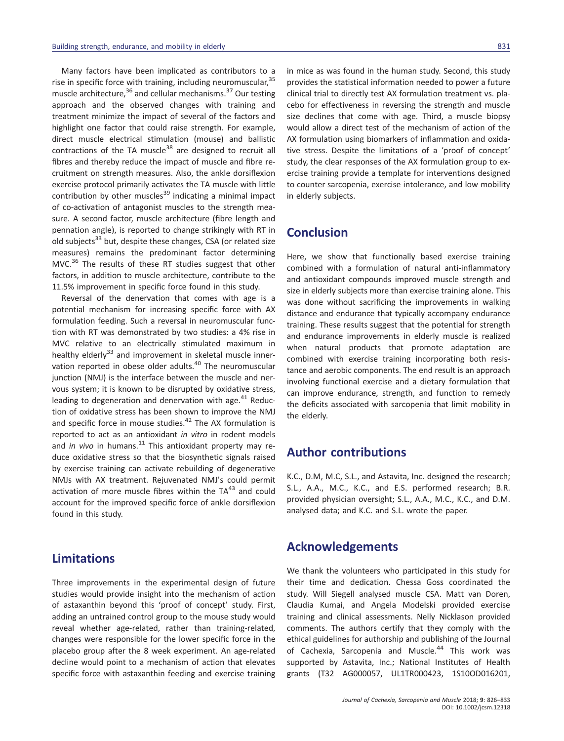Many factors have been implicated as contributors to a rise in specific force with training, including neuromuscular,[35] muscle architecture,[36] and cellular mechanisms.[37] Our testing approach and the observed changes with training and treatment minimize the impact of several of the factors and highlight one factor that could raise strength. For example, direct muscle electrical stimulation (mouse) and ballistic contractions of the TA muscle[38] are designed to recruit all fibres and thereby reduce the impact of muscle and fibre recruitment on strength measures. Also, the ankle dorsiflexion exercise protocol primarily activates the TA muscle with little contribution by other muscles[39] indicating a minimal impact of co-activation of antagonist muscles to the strength measure. A second factor, muscle architecture (fibre length and pennation angle), is reported to change strikingly with RT in old subjects[33] but, despite these changes, CSA (or related size measures) remains the predominant factor determining MVC.[36] The results of these RT studies suggest that other factors, in addition to muscle architecture, contribute to the 11.5% improvement in specific force found in this study.

Reversal of the denervation that comes with age is a potential mechanism for increasing specific force with AX formulation feeding. Such a reversal in neuromuscular function with RT was demonstrated by two studies: a 4% rise in MVC relative to an electrically stimulated maximum in healthy elderly[33] and improvement in skeletal muscle innervation reported in obese older adults.[40] The neuromuscular junction (NMJ) is the interface between the muscle and nervous system; it is known to be disrupted by oxidative stress, leading to degeneration and denervation with age.[41] Reduction of oxidative stress has been shown to improve the NMJ and specific force in mouse studies.[42] The AX formulation is reported to act as an antioxidant *in vitro* in rodent models and *in vivo* in humans.[11] This antioxidant property may reduce oxidative stress so that the biosynthetic signals raised by exercise training can activate rebuilding of degenerative NMJs with AX treatment. Rejuvenated NMJ's could permit activation of more muscle fibres within the TA[43] and could account for the improved specific force of ankle dorsiflexion found in this study.

## Limitations

Three improvements in the experimental design of future studies would provide insight into the mechanism of action of astaxanthin beyond this 'proof of concept' study. First, adding an untrained control group to the mouse study would reveal whether age-related, rather than training-related, changes were responsible for the lower specific force in the placebo group after the 8 week experiment. An age-related decline would point to a mechanism of action that elevates specific force with astaxanthin feeding and exercise training in mice as was found in the human study. Second, this study provides the statistical information needed to power a future clinical trial to directly test AX formulation treatment vs. placebo for effectiveness in reversing the strength and muscle size declines that come with age. Third, a muscle biopsy would allow a direct test of the mechanism of action of the AX formulation using biomarkers of inflammation and oxidative stress. Despite the limitations of a 'proof of concept' study, the clear responses of the AX formulation group to exercise training provide a template for interventions designed to counter sarcopenia, exercise intolerance, and low mobility in elderly subjects.

## Conclusion

Here, we show that functionally based exercise training combined with a formulation of natural anti-inflammatory and antioxidant compounds improved muscle strength and size in elderly subjects more than exercise training alone. This was done without sacrificing the improvements in walking distance and endurance that typically accompany endurance training. These results suggest that the potential for strength and endurance improvements in elderly muscle is realized when natural products that promote adaptation are combined with exercise training incorporating both resistance and aerobic components. The end result is an approach involving functional exercise and a dietary formulation that can improve endurance, strength, and function to remedy the deficits associated with sarcopenia that limit mobility in the elderly.

## Author contributions

K.C., D.M, M.C, S.L., and Astavita, Inc. designed the research; S.L., A.A., M.C., K.C., and E.S. performed research; B.R. provided physician oversight; S.L., A.A., M.C., K.C., and D.M. analysed data; and K.C. and S.L. wrote the paper.

## Acknowledgements

We thank the volunteers who participated in this study for their time and dedication. Chessa Goss coordinated the study. Will Siegell analysed muscle CSA. Matt van Doren, Claudia Kumai, and Angela Modelski provided exercise training and clinical assessments. Nelly Nicklason provided comments. The authors certify that they comply with the ethical guidelines for authorship and publishing of the Journal of Cachexia, Sarcopenia and Muscle.[44] This work was supported by Astavita, Inc.; National Institutes of Health grants (T32 AG000057, UL1TR000423, 1S10OD016201,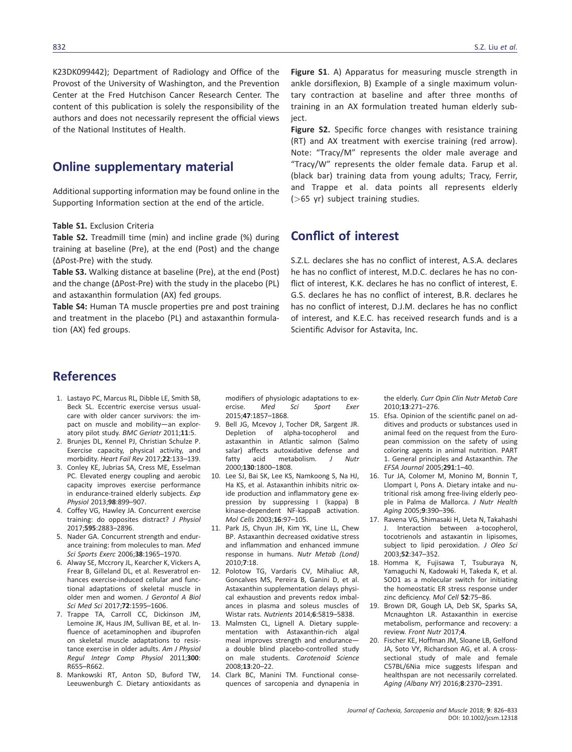K23DK099442); Department of Radiology and Office of the Provost of the University of Washington, and the Prevention Center at the Fred Hutchison Cancer Research Center. The content of this publication is solely the responsibility of the authors and does not necessarily represent the official views of the National Institutes of Health.

## Online supplementary material

Additional supporting information may be found online in the Supporting Information section at the end of the article.

**Table S1.** Exclusion Criteria

**Table S2.** Treadmill time (min) and incline grade (%) during training at baseline (Pre), at the end (Post) and the change (ΔPost-Pre) with the study.

**Table S3.** Walking distance at baseline (Pre), at the end (Post) and the change (ΔPost-Pre) with the study in the placebo (PL) and astaxanthin formulation (AX) fed groups.

**Table S4:** Human TA muscle properties pre and post training and treatment in the placebo (PL) and astaxanthin formulation (AX) fed groups.

**Figure S1**. A) Apparatus for measuring muscle strength in ankle dorsiflexion, B) Example of a single maximum voluntary contraction at baseline and after three months of training in an AX formulation treated human elderly subject.

**Figure S2.** Specific force changes with resistance training (RT) and AX treatment with exercise training (red arrow). Note: "Tracy/M" represents the older male average and "Tracy/W" represents the older female data. Farup et al. (black bar) training data from young adults; Tracy, Ferrir, and Trappe et al. data points all represents elderly (>65 yr) subject training studies.

## Conflict of interest

S.Z.L. declares she has no conflict of interest, A.S.A. declares he has no conflict of interest, M.D.C. declares he has no conflict of interest, K.K. declares he has no conflict of interest, E. G.S. declares he has no conflict of interest, B.R. declares he has no conflict of interest, D.J.M. declares he has no conflict of interest, and K.E.C. has received research funds and is a Scientific Advisor for Astavita, Inc.

## References

1. Lastayo PC, Marcus RL, Dibble LE, Smith SB, Beck SL. Eccentric exercise versus usual-care with older cancer survivors: the impact on muscle and mobility—an exploratory pilot study. *BMC Geriatr* 2011;**11**:5.
2. Brunjes DL, Kennel PJ, Christian Schulze P. Exercise capacity, physical activity, and morbidity. *Heart Fail Rev* 2017;**22**:133–139.
3. Conley KE, Jubrias SA, Cress ME, Esselman PC. Elevated energy coupling and aerobic capacity improves exercise performance in endurance-trained elderly subjects. *Exp Physiol* 2013;**98**:899–907.
4. Coffey VG, Hawley JA. Concurrent exercise training: do opposites distract? *J Physiol* 2017;**595**:2883–2896.
5. Nader GA. Concurrent strength and endurance training: from molecules to man. *Med Sci Sports Exerc* 2006;**38**:1965–1970.
6. Alway SE, Mccrory JL, Kearcher K, Vickers A, Frear B, Gilleland DL, et al. Resveratrol enhances exercise-induced cellular and functional adaptations of skeletal muscle in older men and women. *J Gerontol A Biol Sci Med Sci* 2017;**72**:1595–1606.
7. Trappe TA, Carroll CC, Dickinson JM, Lemoine JK, Haus JM, Sullivan BE, et al. Influence of acetaminophen and ibuprofen on skeletal muscle adaptations to resistance exercise in older adults. *Am J Physiol Regul Integr Comp Physiol* 2011;**300**: R655–R662.
8. Mankowski RT, Anton SD, Buford TW, Leeuwenburgh C. Dietary antioxidants as modifiers of physiologic adaptations to exercise. *Med Sci Sport Exer* 2015;**47**:1857–1868.
9. Bell JG, Mcevoy J, Tocher DR, Sargent JR. Depletion of alpha-tocopherol and astaxanthin in Atlantic salmon (Salmo salar) affects autoxidative defense and fatty acid metabolism. *J Nutr* 2000;**130**:1800–1808.
10. Lee SJ, Bai SK, Lee KS, Namkoong S, Na HJ, Ha KS, et al. Astaxanthin inhibits nitric oxide production and inflammatory gene expression by suppressing I (kappa) B kinase-dependent NF-kappaB activation. *Mol Cells* 2003;**16**:97–105.
11. Park JS, Chyun JH, Kim YK, Line LL, Chew BP. Astaxanthin decreased oxidative stress and inflammation and enhanced immune response in humans. *Nutr Metab (Lond)* 2010;**7**:18.
12. Polotow TG, Vardaris CV, Mihaliuc AR, Goncalves MS, Pereira B, Ganini D, et al. Astaxanthin supplementation delays physical exhaustion and prevents redox imbalances in plasma and soleus muscles of Wistar rats. *Nutrients* 2014;**6**:5819–5838.
13. Malmsten CL, Lignell A. Dietary supplementation with Astaxanthin-rich algal meal improves strength and endurance—a double blind placebo-controlled study on male students. *Carotenoid Science* 2008;**13**:20–22.
14. Clark BC, Manini TM. Functional consequences of sarcopenia and dynapenia in the elderly. *Curr Opin Clin Nutr Metab Care* 2010;**13**:271–276.
15. Efsa. Opinion of the scientific panel on additives and products or substances used in animal feed on the request from the European commission on the safety of using coloring agents in animal nutrition. PART 1. General principles and Astaxanthin. *The EFSA Journal* 2005;**291**:1–40.
16. Tur JA, Colomer M, Monino M, Bonnin T, Llompart I, Pons A. Dietary intake and nutritional risk among free-living elderly people in Palma de Mallorca. *J Nutr Health Aging* 2005;**9**:390–396.
17. Ravena VG, Shimasaki H, Ueta N, Takahashi J. Interaction between a-tocopherol, tocotrienols and astaxanthin in lipisomes, subject to lipid peroxidation. *J Oleo Sci* 2003;**52**:347–352.
18. Homma K, Fujisawa T, Tsuburaya N, Yamaguchi N, Kadowaki H, Takeda K, et al. SOD1 as a molecular switch for initiating the homeostatic ER stress response under zinc deficiency. *Mol Cell* **52**:75–86.
19. Brown DR, Gough LA, Deb SK, Sparks SA, Mcnaughton LR. Astaxanthin in exercise metabolism, performance and recovery: a review. *Front Nutr* 2017;**4**.
20. Fischer KE, Hoffman JM, Sloane LB, Gelfond JA, Soto VY, Richardson AG, et al. A cross-sectional study of male and female C57BL/6Nia mice suggests lifespan and healthspan are not necessarily correlated. *Aging (Albany NY)* 2016;**8**:2370–2391.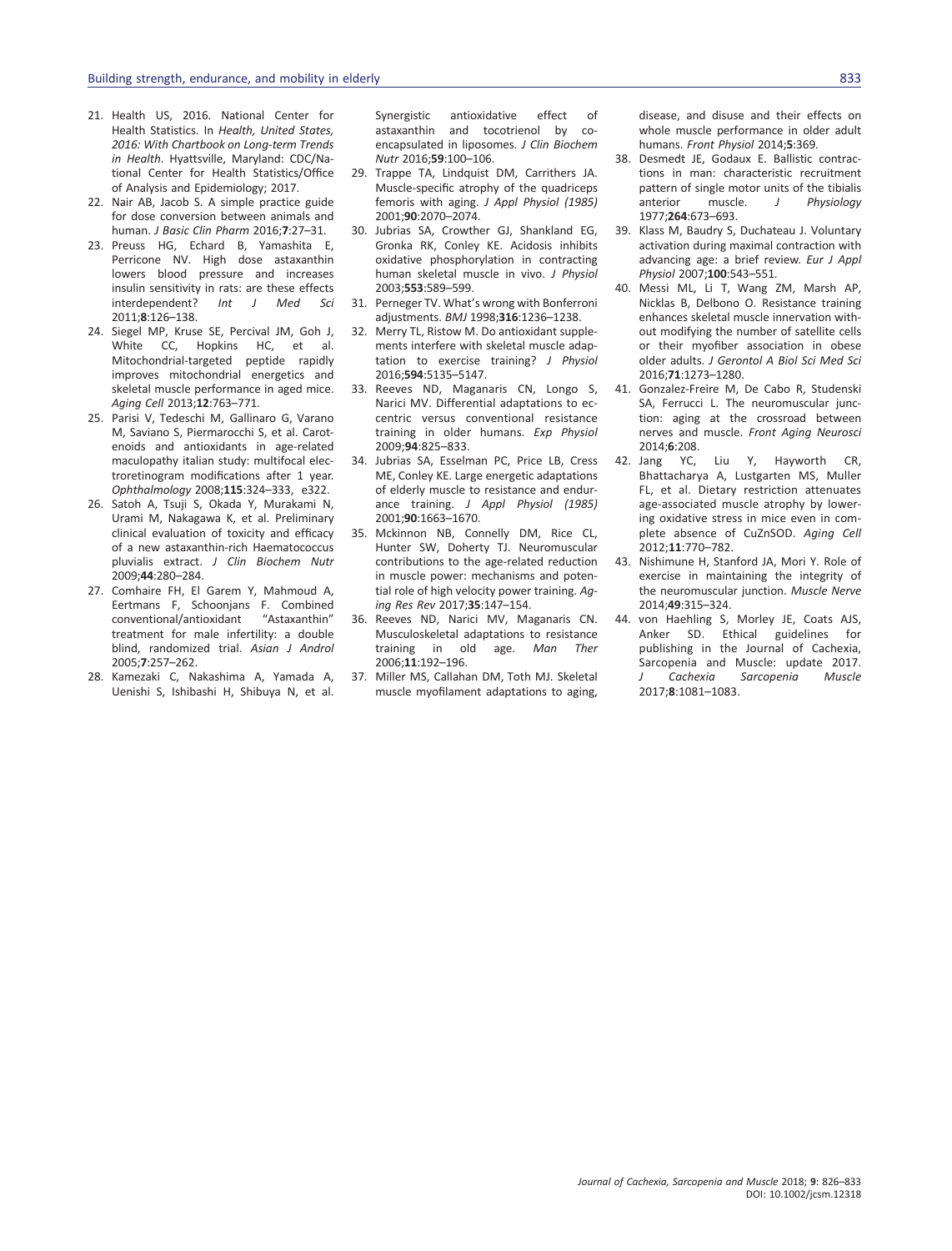21. Health US, 2016. National Center for Health Statistics. In *Health, United States, 2016: With Chartbook on Long-term Trends in Health*. Hyattsville, Maryland: CDC/National Center for Health Statistics/Office of Analysis and Epidemiology; 2017.
22. Nair AB, Jacob S. A simple practice guide for dose conversion between animals and human. *J Basic Clin Pharm* 2016;**7**:27–31.
23. Preuss HG, Echard B, Yamashita E, Perricone NV. High dose astaxanthin lowers blood pressure and increases insulin sensitivity in rats: are these effects interdependent? *Int J Med Sci* 2011;**8**:126–138.
24. Siegel MP, Kruse SE, Percival JM, Goh J, White CC, Hopkins HC, et al. Mitochondrial-targeted peptide rapidly improves mitochondrial energetics and skeletal muscle performance in aged mice. *Aging Cell* 2013;**12**:763–771.
25. Parisi V, Tedeschi M, Gallinaro G, Varano M, Saviano S, Piermarocchi S, et al. Carotenoids and antioxidants in age-related maculopathy italian study: multifocal electroretinogram modifications after 1 year. *Ophthalmology* 2008;**115**:324–333, e322.
26. Satoh A, Tsuji S, Okada Y, Murakami N, Urami M, Nakagawa K, et al. Preliminary clinical evaluation of toxicity and efficacy of a new astaxanthin-rich Haematococcus pluvialis extract. *J Clin Biochem Nutr* 2009;**44**:280–284.
27. Comhaire FH, El Garem Y, Mahmoud A, Eertmans F, Schoonjans F. Combined conventional/antioxidant "Astaxanthin" treatment for male infertility: a double blind, randomized trial. *Asian J Androl* 2005;**7**:257–262.
28. Kamezaki C, Nakashima A, Yamada A, Uenishi S, Ishibashi H, Shibuya N, et al. Synergistic antioxidative effect of astaxanthin and tocotrienol by co-encapsulated in liposomes. *J Clin Biochem Nutr* 2016;**59**:100–106.
29. Trappe TA, Lindquist DM, Carrithers JA. Muscle-specific atrophy of the quadriceps femoris with aging. *J Appl Physiol (1985)* 2001;**90**:2070–2074.
30. Jubrias SA, Crowther GJ, Shankland EG, Gronka RK, Conley KE. Acidosis inhibits oxidative phosphorylation in contracting human skeletal muscle in vivo. *J Physiol* 2003;**553**:589–599.
31. Perneger TV. What's wrong with Bonferroni adjustments. *BMJ* 1998;**316**:1236–1238.
32. Merry TL, Ristow M. Do antioxidant supplements interfere with skeletal muscle adaptation to exercise training? *J Physiol* 2016;**594**:5135–5147.
33. Reeves ND, Maganaris CN, Longo S, Narici MV. Differential adaptations to eccentric versus conventional resistance training in older humans. *Exp Physiol* 2009;**94**:825–833.
34. Jubrias SA, Esselman PC, Price LB, Cress ME, Conley KE. Large energetic adaptations of elderly muscle to resistance and endurance training. *J Appl Physiol (1985)* 2001;**90**:1663–1670.
35. Mckinnon NB, Connelly DM, Rice CL, Hunter SW, Doherty TJ. Neuromuscular contributions to the age-related reduction in muscle power: mechanisms and potential role of high velocity power training. *Ageing Res Rev* 2017;**35**:147–154.
36. Reeves ND, Narici MV, Maganaris CN. Musculoskeletal adaptations to resistance training in old age. *Man Ther* 2006;**11**:192–196.
37. Miller MS, Callahan DM, Toth MJ. Skeletal muscle myofilament adaptations to aging, disease, and disuse and their effects on whole muscle performance in older adult humans. *Front Physiol* 2014;**5**:369.
38. Desmedt JE, Godaux E. Ballistic contractions in man: characteristic recruitment pattern of single motor units of the tibialis anterior muscle. *J Physiology* 1977;**264**:673–693.
39. Klass M, Baudry S, Duchateau J. Voluntary activation during maximal contraction with advancing age: a brief review. *Eur J Appl Physiol* 2007;**100**:543–551.
40. Messi ML, Li T, Wang ZM, Marsh AP, Nicklas B, Delbono O. Resistance training enhances skeletal muscle innervation without modifying the number of satellite cells or their myofiber association in obese older adults. *J Gerontol A Biol Sci Med Sci* 2016;**71**:1273–1280.
41. Gonzalez-Freire M, De Cabo R, Studenski SA, Ferrucci L. The neuromuscular junction: aging at the crossroad between nerves and muscle. *Front Aging Neurosci* 2014;**6**:208.
42. Jang YC, Liu Y, Hayworth CR, Bhattacharya A, Lustgarten MS, Muller FL, et al. Dietary restriction attenuates age-associated muscle atrophy by lowering oxidative stress in mice even in complete absence of CuZnSOD. *Aging Cell* 2012;**11**:770–782.
43. Nishimune H, Stanford JA, Mori Y. Role of exercise in maintaining the integrity of the neuromuscular junction. *Muscle Nerve* 2014;**49**:315–324.
44. von Haehling S, Morley JE, Coats AJS, Anker SD. Ethical guidelines for publishing in the Journal of Cachexia, Sarcopenia and Muscle: update 2017. *J Cachexia Sarcopenia Muscle* 2017;**8**:1081–1083.